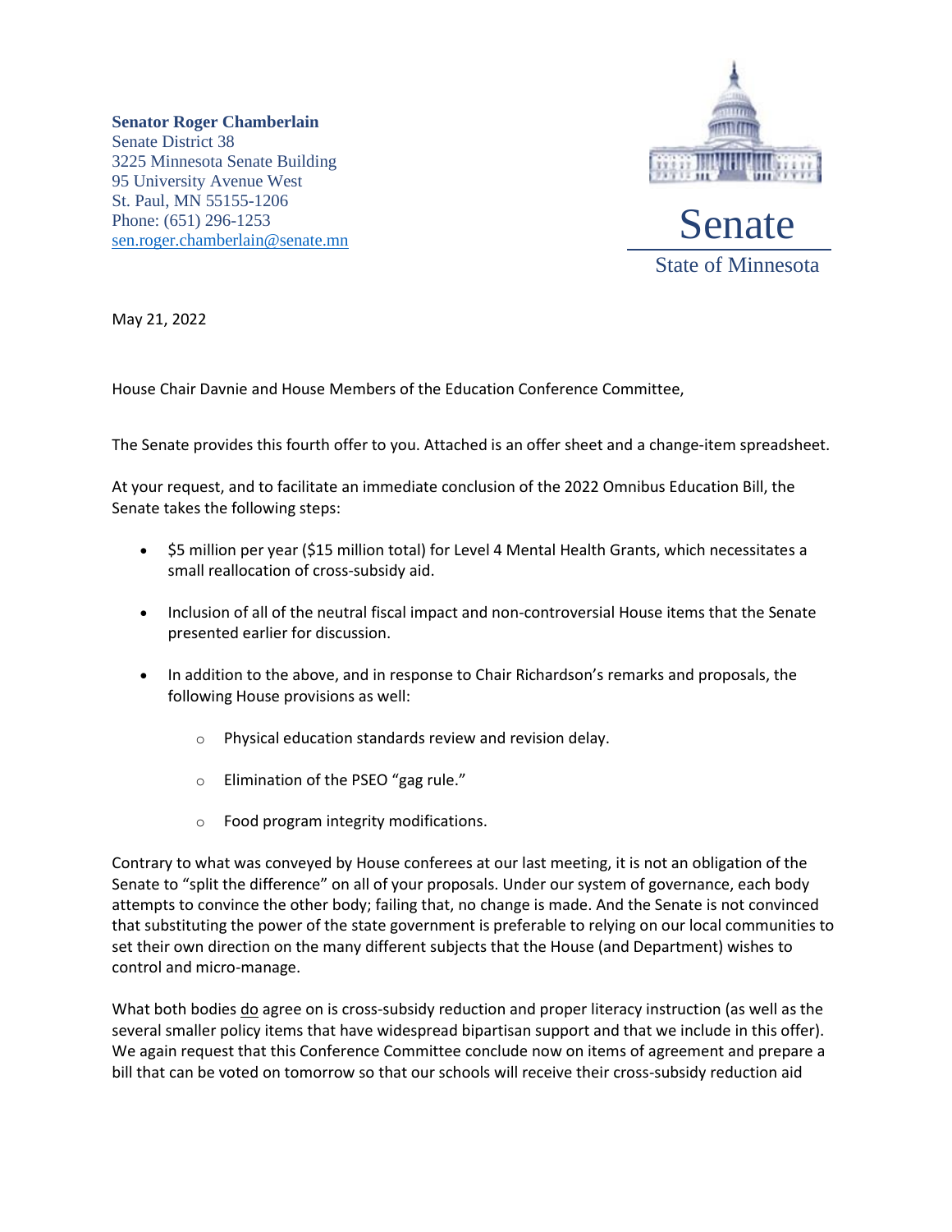**Senator Roger Chamberlain**
Senate District 38
3225 Minnesota Senate Building
95 University Avenue West
St. Paul, MN 55155-1206
Phone: (651) 296-1253
sen.roger.chamberlain@senate.mn

Senate
State of Minnesota

May 21, 2022

House Chair Davnie and House Members of the Education Conference Committee,

The Senate provides this fourth offer to you. Attached is an offer sheet and a change-item spreadsheet.

At your request, and to facilitate an immediate conclusion of the 2022 Omnibus Education Bill, the Senate takes the following steps:

- $5 million per year ($15 million total) for Level 4 Mental Health Grants, which necessitates a small reallocation of cross-subsidy aid.
- Inclusion of all of the neutral fiscal impact and non-controversial House items that the Senate presented earlier for discussion.
- In addition to the above, and in response to Chair Richardson's remarks and proposals, the following House provisions as well:
  - Physical education standards review and revision delay.
  - Elimination of the PSEO "gag rule."
  - Food program integrity modifications.

Contrary to what was conveyed by House conferees at our last meeting, it is not an obligation of the Senate to "split the difference" on all of your proposals. Under our system of governance, each body attempts to convince the other body; failing that, no change is made. And the Senate is not convinced that substituting the power of the state government is preferable to relying on our local communities to set their own direction on the many different subjects that the House (and Department) wishes to control and micro-manage.

What both bodies <u>do</u> agree on is cross-subsidy reduction and proper literacy instruction (as well as the several smaller policy items that have widespread bipartisan support and that we include in this offer). We again request that this Conference Committee conclude now on items of agreement and prepare a bill that can be voted on tomorrow so that our schools will receive their cross-subsidy reduction aid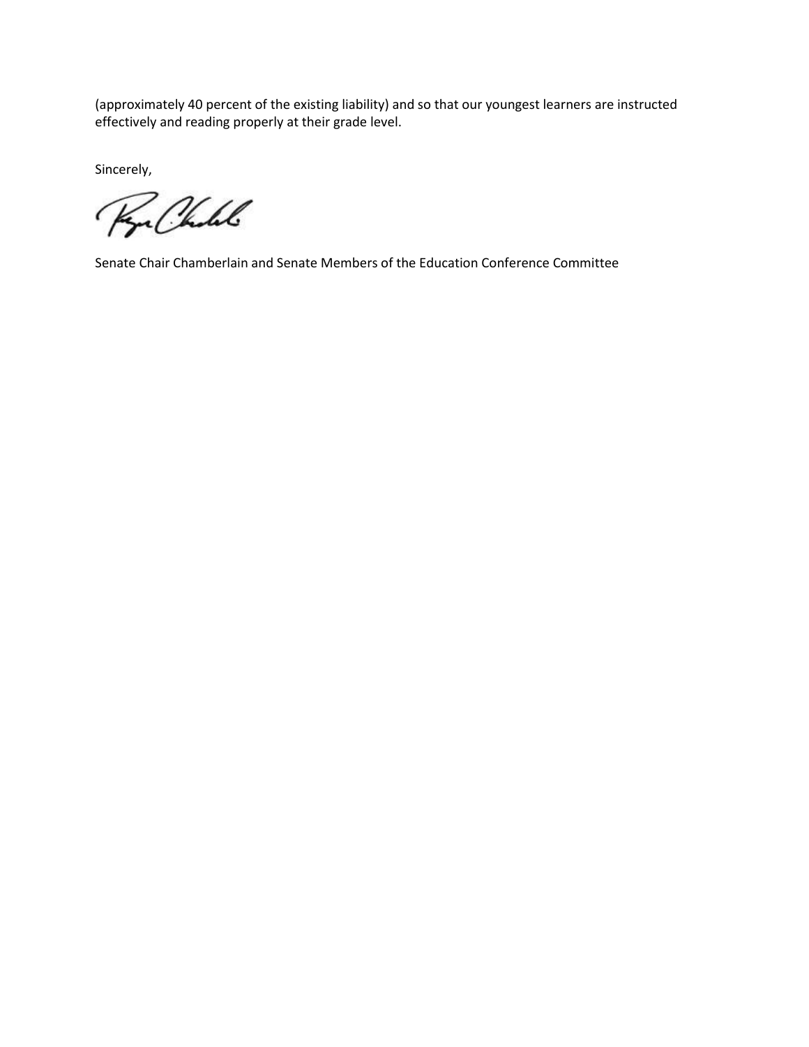(approximately 40 percent of the existing liability) and so that our youngest learners are instructed effectively and reading properly at their grade level.

Sincerely,

Senate Chair Chamberlain and Senate Members of the Education Conference Committee